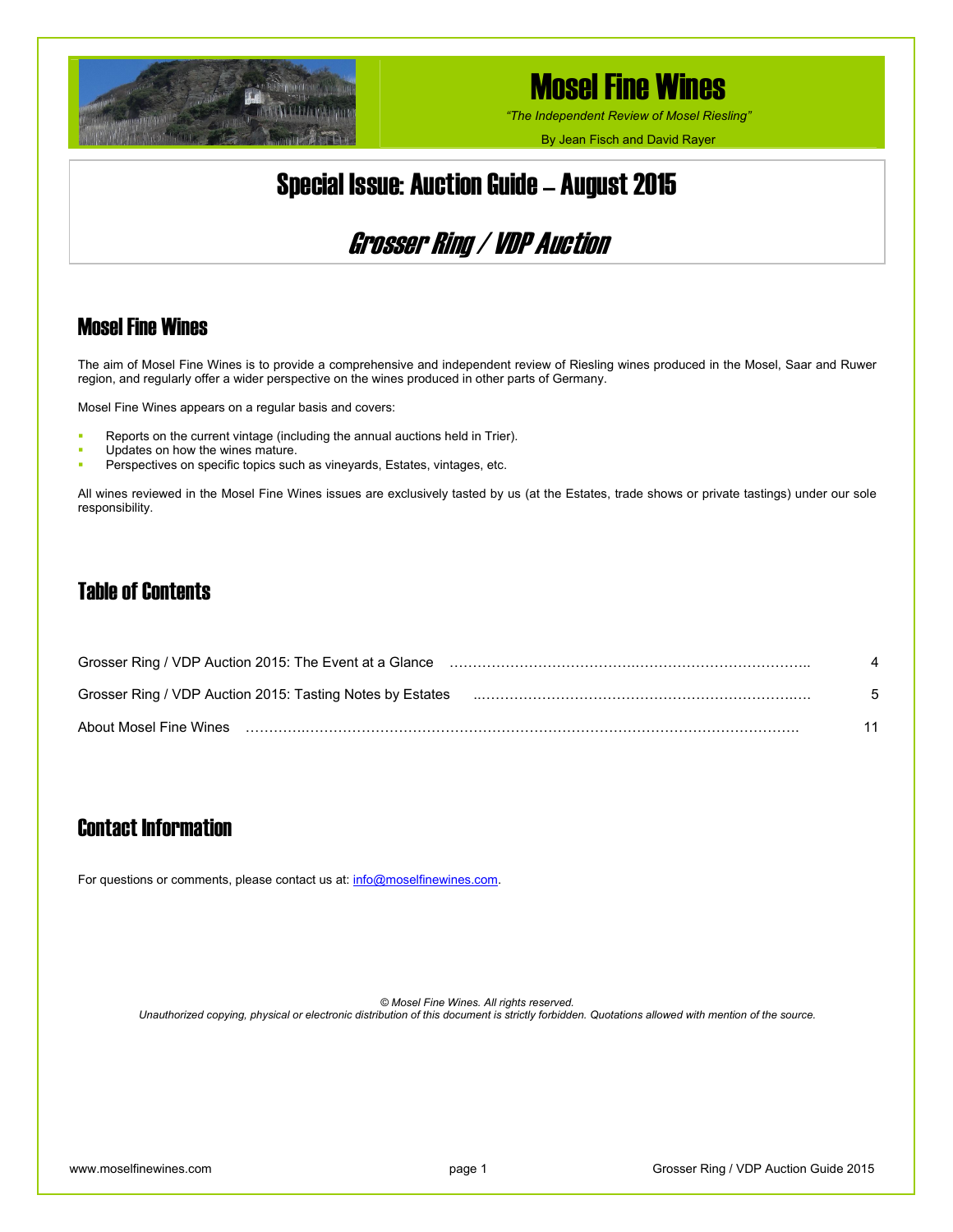# Mosel Fine Wines

*"The Independent Review of Mosel Riesling"*

By Jean Fisch and David Rayer

# Special Issue: Auction Guide – August 2015

## *Grosser Ring / VDP Auction*

## Mosel Fine Wines

The aim of Mosel Fine Wines is to provide a comprehensive and independent review of Riesling wines produced in the Mosel, Saar and Ruwer region, and regularly offer a wider perspective on the wines produced in other parts of Germany.

Mosel Fine Wines appears on a regular basis and covers:

- Reports on the current vintage (including the annual auctions held in Trier).
- Updates on how the wines mature.
- Perspectives on specific topics such as vineyards, Estates, vintages, etc.

All wines reviewed in the Mosel Fine Wines issues are exclusively tasted by us (at the Estates, trade shows or private tastings) under our sole responsibility.

## Table of Contents

| | |
|---|---|
| Grosser Ring / VDP Auction 2015: The Event at a Glance | 4 |
| Grosser Ring / VDP Auction 2015: Tasting Notes by Estates | 5 |
| About Mosel Fine Wines | 11 |

## Contact Information

For questions or comments, please contact us at: info@moselfinewines.com.

*© Mosel Fine Wines. All rights reserved.*
*Unauthorized copying, physical or electronic distribution of this document is strictly forbidden. Quotations allowed with mention of the source.*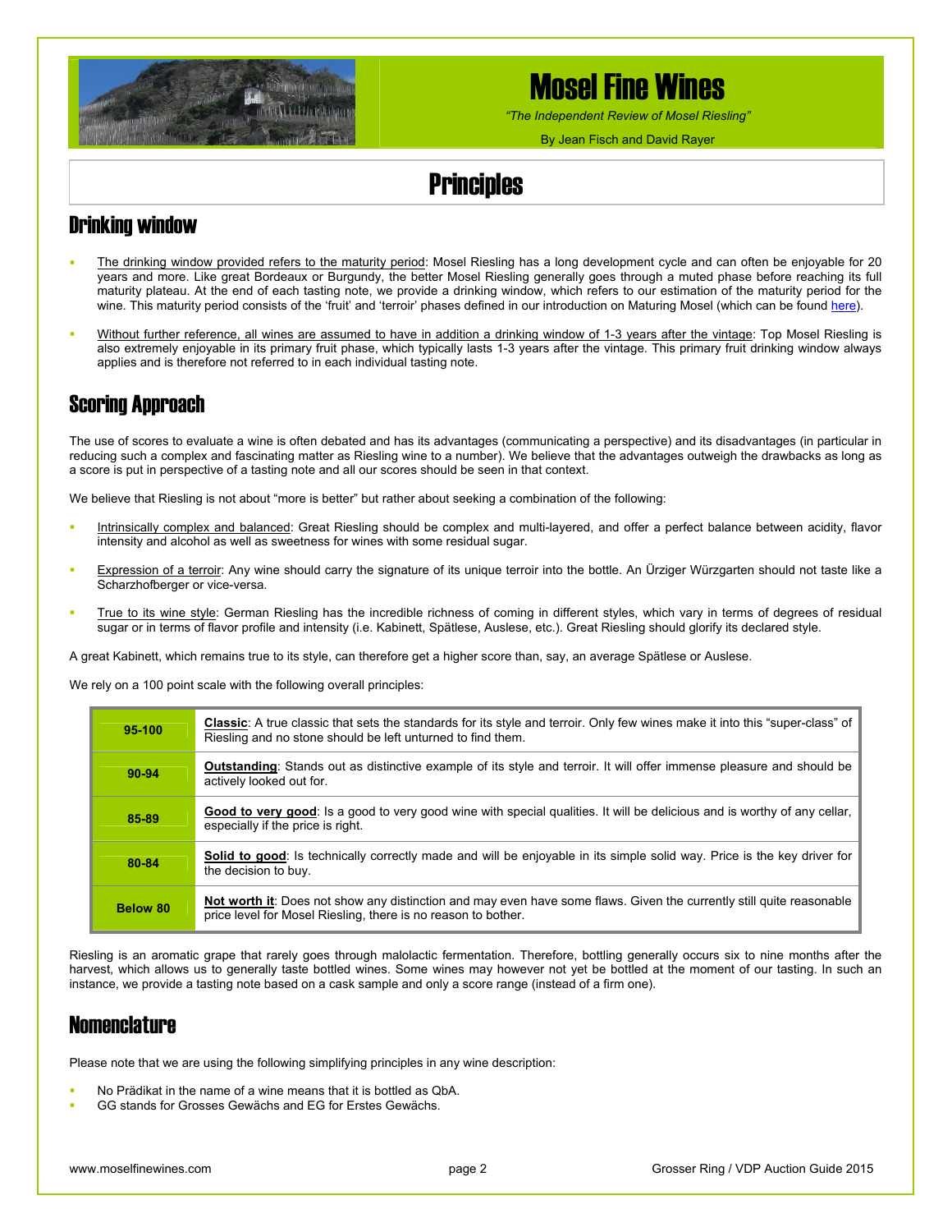# Mosel Fine Wines

*"The Independent Review of Mosel Riesling"*

By Jean Fisch and David Rayer

# Principles

## Drinking window

- The drinking window provided refers to the maturity period: Mosel Riesling has a long development cycle and can often be enjoyable for 20 years and more. Like great Bordeaux or Burgundy, the better Mosel Riesling generally goes through a muted phase before reaching its full maturity plateau. At the end of each tasting note, we provide a drinking window, which refers to our estimation of the maturity period for the wine. This maturity period consists of the 'fruit' and 'terroir' phases defined in our introduction on Maturing Mosel (which can be found here).
- Without further reference, all wines are assumed to have in addition a drinking window of 1-3 years after the vintage: Top Mosel Riesling is also extremely enjoyable in its primary fruit phase, which typically lasts 1-3 years after the vintage. This primary fruit drinking window always applies and is therefore not referred to in each individual tasting note.

## Scoring Approach

The use of scores to evaluate a wine is often debated and has its advantages (communicating a perspective) and its disadvantages (in particular in reducing such a complex and fascinating matter as Riesling wine to a number). We believe that the advantages outweigh the drawbacks as long as a score is put in perspective of a tasting note and all our scores should be seen in that context.

We believe that Riesling is not about "more is better" but rather about seeking a combination of the following:

- Intrinsically complex and balanced: Great Riesling should be complex and multi-layered, and offer a perfect balance between acidity, flavor intensity and alcohol as well as sweetness for wines with some residual sugar.
- Expression of a terroir: Any wine should carry the signature of its unique terroir into the bottle. An Ürziger Würzgarten should not taste like a Scharzhofberger or vice-versa.
- True to its wine style: German Riesling has the incredible richness of coming in different styles, which vary in terms of degrees of residual sugar or in terms of flavor profile and intensity (i.e. Kabinett, Spätlese, Auslese, etc.). Great Riesling should glorify its declared style.

A great Kabinett, which remains true to its style, can therefore get a higher score than, say, an average Spätlese or Auslese.

We rely on a 100 point scale with the following overall principles:

| Score | Description |
|---|---|
| **95-100** | **Classic**: A true classic that sets the standards for its style and terroir. Only few wines make it into this "super-class" of Riesling and no stone should be left unturned to find them. |
| **90-94** | **Outstanding**: Stands out as distinctive example of its style and terroir. It will offer immense pleasure and should be actively looked out for. |
| **85-89** | **Good to very good**: Is a good to very good wine with special qualities. It will be delicious and is worthy of any cellar, especially if the price is right. |
| **80-84** | **Solid to good**: Is technically correctly made and will be enjoyable in its simple solid way. Price is the key driver for the decision to buy. |
| **Below 80** | **Not worth it**: Does not show any distinction and may even have some flaws. Given the currently still quite reasonable price level for Mosel Riesling, there is no reason to bother. |

Riesling is an aromatic grape that rarely goes through malolactic fermentation. Therefore, bottling generally occurs six to nine months after the harvest, which allows us to generally taste bottled wines. Some wines may however not yet be bottled at the moment of our tasting. In such an instance, we provide a tasting note based on a cask sample and only a score range (instead of a firm one).

## Nomenclature

Please note that we are using the following simplifying principles in any wine description:

- No Prädikat in the name of a wine means that it is bottled as QbA.
- GG stands for Grosses Gewächs and EG for Erstes Gewächs.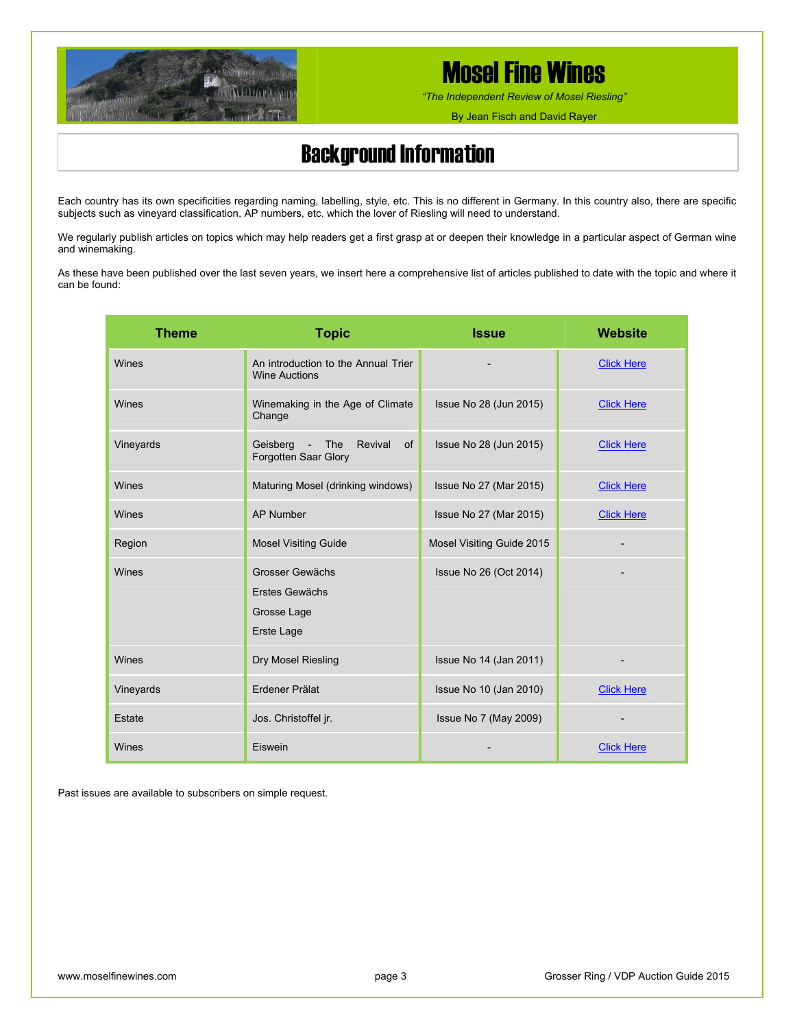# Mosel Fine Wines

*"The Independent Review of Mosel Riesling"*

By Jean Fisch and David Rayer

## Background Information

Each country has its own specificities regarding naming, labelling, style, etc. This is no different in Germany. In this country also, there are specific subjects such as vineyard classification, AP numbers, etc. which the lover of Riesling will need to understand.

We regularly publish articles on topics which may help readers get a first grasp at or deepen their knowledge in a particular aspect of German wine and winemaking.

As these have been published over the last seven years, we insert here a comprehensive list of articles published to date with the topic and where it can be found:

| Theme | Topic | Issue | Website |
|---|---|---|---|
| Wines | An introduction to the Annual Trier Wine Auctions | - | Click Here |
| Wines | Winemaking in the Age of Climate Change | Issue No 28 (Jun 2015) | Click Here |
| Vineyards | Geisberg - The Revival of Forgotten Saar Glory | Issue No 28 (Jun 2015) | Click Here |
| Wines | Maturing Mosel (drinking windows) | Issue No 27 (Mar 2015) | Click Here |
| Wines | AP Number | Issue No 27 (Mar 2015) | Click Here |
| Region | Mosel Visiting Guide | Mosel Visiting Guide 2015 | - |
| Wines | Grosser Gewächs<br>Erstes Gewächs<br>Grosse Lage<br>Erste Lage | Issue No 26 (Oct 2014) | - |
| Wines | Dry Mosel Riesling | Issue No 14 (Jan 2011) | - |
| Vineyards | Erdener Prälat | Issue No 10 (Jan 2010) | Click Here |
| Estate | Jos. Christoffel jr. | Issue No 7 (May 2009) | - |
| Wines | Eiswein | - | Click Here |

Past issues are available to subscribers on simple request.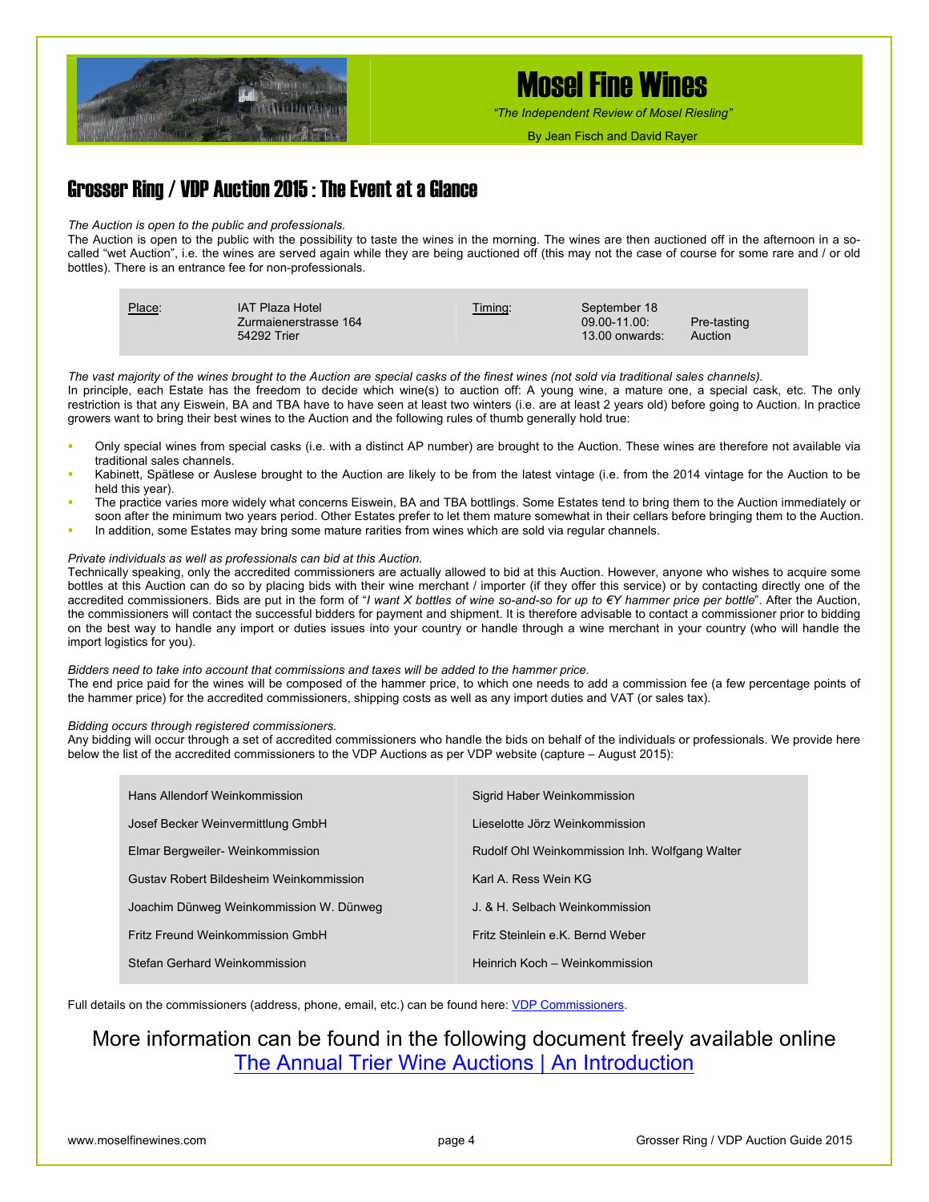# Grosser Ring / VDP Auction 2015 : The Event at a Glance

*The Auction is open to the public and professionals.*

The Auction is open to the public with the possibility to taste the wines in the morning. The wines are then auctioned off in the afternoon in a so-called "wet Auction", i.e. the wines are served again while they are being auctioned off (this may not the case of course for some rare and / or old bottles). There is an entrance fee for non-professionals.

| Place: | IAT Plaza Hotel<br>Zurmaienerstrasse 164<br>54292 Trier | Timing: | September 18<br>09.00-11.00:<br>13.00 onwards: | <br>Pre-tasting<br>Auction |
|---|---|---|---|---|

*The vast majority of the wines brought to the Auction are special casks of the finest wines (not sold via traditional sales channels).*

In principle, each Estate has the freedom to decide which wine(s) to auction off: A young wine, a mature one, a special cask, etc. The only restriction is that any Eiswein, BA and TBA have to have seen at least two winters (i.e. are at least 2 years old) before going to Auction. In practice growers want to bring their best wines to the Auction and the following rules of thumb generally hold true:

- Only special wines from special casks (i.e. with a distinct AP number) are brought to the Auction. These wines are therefore not available via traditional sales channels.
- Kabinett, Spätlese or Auslese brought to the Auction are likely to be from the latest vintage (i.e. from the 2014 vintage for the Auction to be held this year).
- The practice varies more widely what concerns Eiswein, BA and TBA bottlings. Some Estates tend to bring them to the Auction immediately or soon after the minimum two years period. Other Estates prefer to let them mature somewhat in their cellars before bringing them to the Auction.
- In addition, some Estates may bring some mature rarities from wines which are sold via regular channels.

*Private individuals as well as professionals can bid at this Auction.*

Technically speaking, only the accredited commissioners are actually allowed to bid at this Auction. However, anyone who wishes to acquire some bottles at this Auction can do so by placing bids with their wine merchant / importer (if they offer this service) or by contacting directly one of the accredited commissioners. Bids are put in the form of "*I want X bottles of wine so-and-so for up to €Y hammer price per bottle*". After the Auction, the commissioners will contact the successful bidders for payment and shipment. It is therefore advisable to contact a commissioner prior to bidding on the best way to handle any import or duties issues into your country or handle through a wine merchant in your country (who will handle the import logistics for you).

*Bidders need to take into account that commissions and taxes will be added to the hammer price.*

The end price paid for the wines will be composed of the hammer price, to which one needs to add a commission fee (a few percentage points of the hammer price) for the accredited commissioners, shipping costs as well as any import duties and VAT (or sales tax).

*Bidding occurs through registered commissioners.*

Any bidding will occur through a set of accredited commissioners who handle the bids on behalf of the individuals or professionals. We provide here below the list of the accredited commissioners to the VDP Auctions as per VDP website (capture – August 2015):

| | |
|---|---|
| Hans Allendorf Weinkommission | Sigrid Haber Weinkommission |
| Josef Becker Weinvermittlung GmbH | Lieselotte Jörz Weinkommission |
| Elmar Bergweiler- Weinkommission | Rudolf Ohl Weinkommission Inh. Wolfgang Walter |
| Gustav Robert Bildesheim Weinkommission | Karl A. Ress Wein KG |
| Joachim Dünweg Weinkommission W. Dünweg | J. & H. Selbach Weinkommission |
| Fritz Freund Weinkommission GmbH | Fritz Steinlein e.K. Bernd Weber |
| Stefan Gerhard Weinkommission | Heinrich Koch – Weinkommission |

Full details on the commissioners (address, phone, email, etc.) can be found here: VDP Commissioners.

More information can be found in the following document freely available online
The Annual Trier Wine Auctions | An Introduction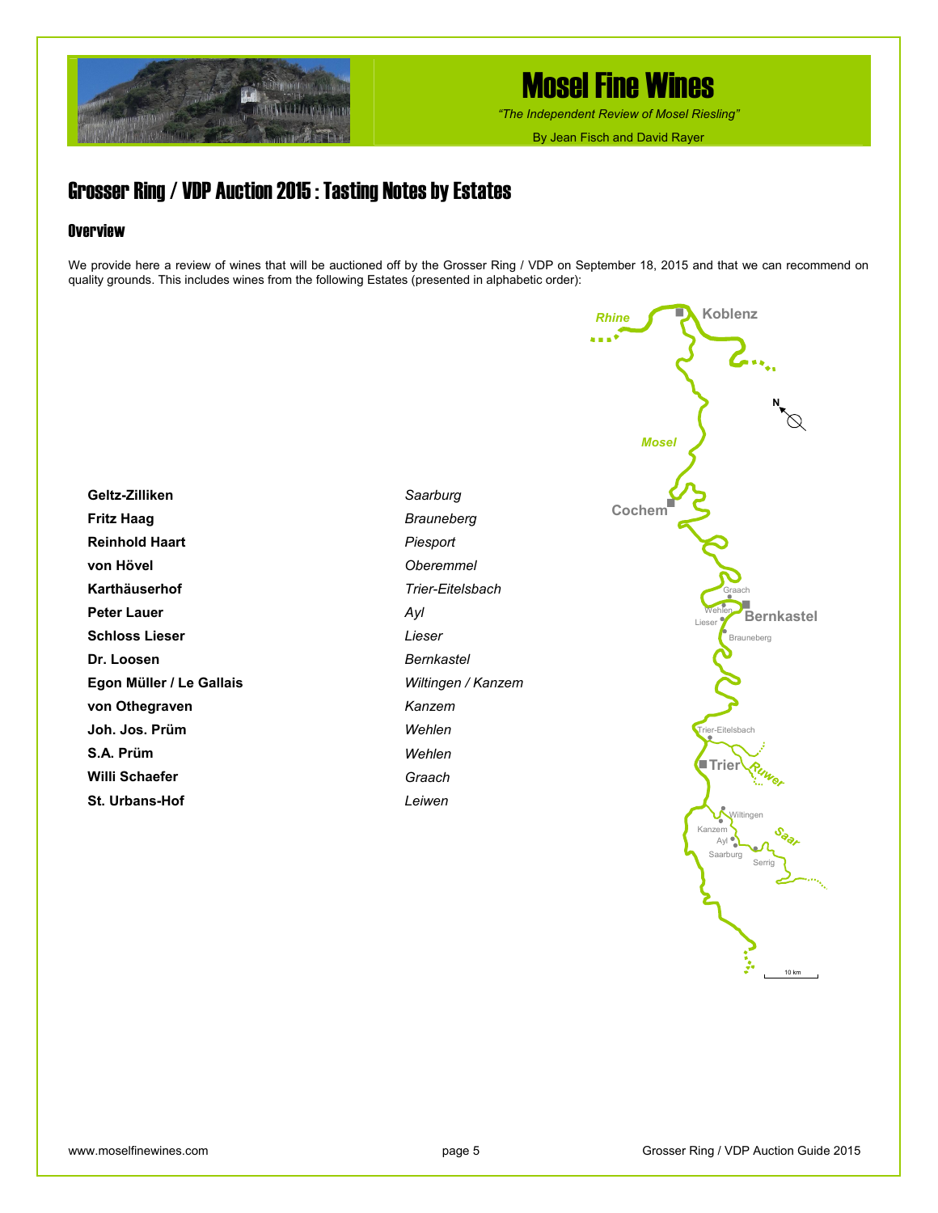# Mosel Fine Wines

*"The Independent Review of Mosel Riesling"*

By Jean Fisch and David Rayer

## Grosser Ring / VDP Auction 2015 : Tasting Notes by Estates

### Overview

We provide here a review of wines that will be auctioned off by the Grosser Ring / VDP on September 18, 2015 and that we can recommend on quality grounds. This includes wines from the following Estates (presented in alphabetic order):

| Estate | Location |
|---|---|
| **Geltz-Zilliken** | *Saarburg* |
| **Fritz Haag** | *Brauneberg* |
| **Reinhold Haart** | *Piesport* |
| **von Hövel** | *Oberemmel* |
| **Karthäuserhof** | *Trier-Eitelsbach* |
| **Peter Lauer** | *Ayl* |
| **Schloss Lieser** | *Lieser* |
| **Dr. Loosen** | *Bernkastel* |
| **Egon Müller / Le Gallais** | *Wiltingen / Kanzem* |
| **von Othegraven** | *Kanzem* |
| **Joh. Jos. Prüm** | *Wehlen* |
| **S.A. Prüm** | *Wehlen* |
| **Willi Schaefer** | *Graach* |
| **St. Urbans-Hof** | *Leiwen* |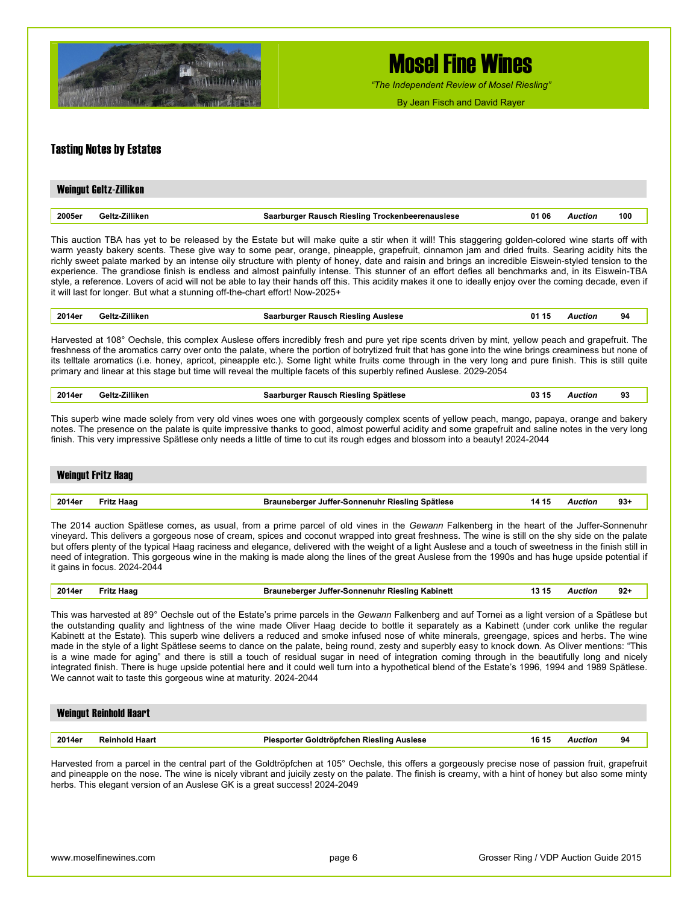## Tasting Notes by Estates

### Weingut Geltz-Zilliken

| 2005er | Geltz-Zilliken | Saarburger Rausch Riesling Trockenbeerenauslese | 01 06 | *Auction* | 100 |
|---|---|---|---|---|---|

This auction TBA has yet to be released by the Estate but will make quite a stir when it will! This staggering golden-colored wine starts off with warm yeasty bakery scents. These give way to some pear, orange, pineapple, grapefruit, cinnamon jam and dried fruits. Searing acidity hits the richly sweet palate marked by an intense oily structure with plenty of honey, date and raisin and brings an incredible Eiswein-styled tension to the experience. The grandiose finish is endless and almost painfully intense. This stunner of an effort defies all benchmarks and, in its Eiswein-TBA style, a reference. Lovers of acid will not be able to lay their hands off this. This acidity makes it one to ideally enjoy over the coming decade, even if it will last for longer. But what a stunning off-the-chart effort! Now-2025+

| 2014er | Geltz-Zilliken | Saarburger Rausch Riesling Auslese | 01 15 | *Auction* | 94 |
|---|---|---|---|---|---|

Harvested at 108° Oechsle, this complex Auslese offers incredibly fresh and pure yet ripe scents driven by mint, yellow peach and grapefruit. The freshness of the aromatics carry over onto the palate, where the portion of botrytized fruit that has gone into the wine brings creaminess but none of its telltale aromatics (i.e. honey, apricot, pineapple etc.). Some light white fruits come through in the very long and pure finish. This is still quite primary and linear at this stage but time will reveal the multiple facets of this superbly refined Auslese. 2029-2054

| 2014er | Geltz-Zilliken | Saarburger Rausch Riesling Spätlese | 03 15 | *Auction* | 93 |
|---|---|---|---|---|---|

This superb wine made solely from very old vines woes one with gorgeously complex scents of yellow peach, mango, papaya, orange and bakery notes. The presence on the palate is quite impressive thanks to good, almost powerful acidity and some grapefruit and saline notes in the very long finish. This very impressive Spätlese only needs a little of time to cut its rough edges and blossom into a beauty! 2024-2044

### Weingut Fritz Haag

| 2014er | Fritz Haag | Brauneberger Juffer-Sonnenuhr Riesling Spätlese | 14 15 | *Auction* | 93+ |
|---|---|---|---|---|---|

The 2014 auction Spätlese comes, as usual, from a prime parcel of old vines in the *Gewann* Falkenberg in the heart of the Juffer-Sonnenuhr vineyard. This delivers a gorgeous nose of cream, spices and coconut wrapped into great freshness. The wine is still on the shy side on the palate but offers plenty of the typical Haag raciness and elegance, delivered with the weight of a light Auslese and a touch of sweetness in the finish still in need of integration. This gorgeous wine in the making is made along the lines of the great Auslese from the 1990s and has huge upside potential if it gains in focus. 2024-2044

| 2014er | Fritz Haag | Brauneberger Juffer-Sonnenuhr Riesling Kabinett | 13 15 | *Auction* | 92+ |
|---|---|---|---|---|---|

This was harvested at 89° Oechsle out of the Estate's prime parcels in the *Gewann* Falkenberg and auf Tornei as a light version of a Spätlese but the outstanding quality and lightness of the wine made Oliver Haag decide to bottle it separately as a Kabinett (under cork unlike the regular Kabinett at the Estate). This superb wine delivers a reduced and smoke infused nose of white minerals, greengage, spices and herbs. The wine made in the style of a light Spätlese seems to dance on the palate, being round, zesty and superbly easy to knock down. As Oliver mentions: "This is a wine made for aging" and there is still a touch of residual sugar in need of integration coming through in the beautifully long and nicely integrated finish. There is huge upside potential here and it could well turn into a hypothetical blend of the Estate's 1996, 1994 and 1989 Spätlese. We cannot wait to taste this gorgeous wine at maturity. 2024-2044

### Weingut Reinhold Haart

| 2014er | Reinhold Haart | Piesporter Goldtröpfchen Riesling Auslese | 16 15 | *Auction* | 94 |
|---|---|---|---|---|---|

Harvested from a parcel in the central part of the Goldtröpfchen at 105° Oechsle, this offers a gorgeously precise nose of passion fruit, grapefruit and pineapple on the nose. The wine is nicely vibrant and juicily zesty on the palate. The finish is creamy, with a hint of honey but also some minty herbs. This elegant version of an Auslese GK is a great success! 2024-2049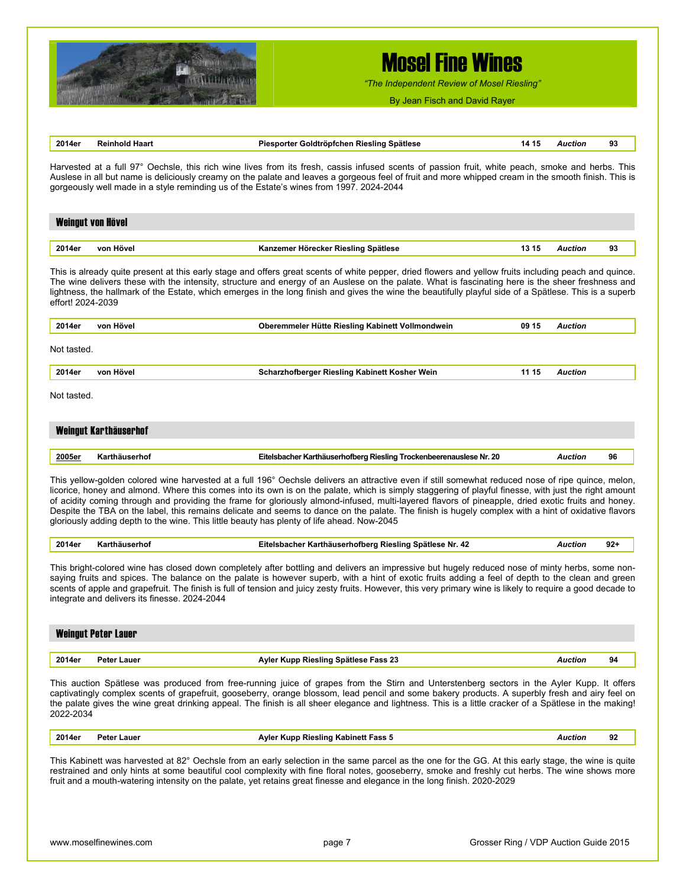| 2014er | Reinhold Haart | Piesporter Goldtröpfchen Riesling Spätlese | 14 15 | *Auction* | 93 |
|---|---|---|---|---|---|

Harvested at a full 97° Oechsle, this rich wine lives from its fresh, cassis infused scents of passion fruit, white peach, smoke and herbs. This Auslese in all but name is deliciously creamy on the palate and leaves a gorgeous feel of fruit and more whipped cream in the smooth finish. This is gorgeously well made in a style reminding us of the Estate's wines from 1997. 2024-2044

## Weingut von Hövel

| 2014er | von Hövel | Kanzemer Hörecker Riesling Spätlese | 13 15 | *Auction* | 93 |
|---|---|---|---|---|---|

This is already quite present at this early stage and offers great scents of white pepper, dried flowers and yellow fruits including peach and quince. The wine delivers these with the intensity, structure and energy of an Auslese on the palate. What is fascinating here is the sheer freshness and lightness, the hallmark of the Estate, which emerges in the long finish and gives the wine the beautifully playful side of a Spätlese. This is a superb effort! 2024-2039

| 2014er | von Hövel | Oberemmeler Hütte Riesling Kabinett Vollmondwein | 09 15 | *Auction* | |
|---|---|---|---|---|---|

Not tasted.

| 2014er | von Hövel | Scharzhofberger Riesling Kabinett Kosher Wein | 11 15 | *Auction* | |
|---|---|---|---|---|---|

Not tasted.

## Weingut Karthäuserhof

| 2005er | Karthäuserhof | Eitelsbacher Karthäuserhofberg Riesling Trockenbeerenauslese Nr. 20 | | *Auction* | 96 |
|---|---|---|---|---|---|

This yellow-golden colored wine harvested at a full 196° Oechsle delivers an attractive even if still somewhat reduced nose of ripe quince, melon, licorice, honey and almond. Where this comes into its own is on the palate, which is simply staggering of playful finesse, with just the right amount of acidity coming through and providing the frame for gloriously almond-infused, multi-layered flavors of pineapple, dried exotic fruits and honey. Despite the TBA on the label, this remains delicate and seems to dance on the palate. The finish is hugely complex with a hint of oxidative flavors gloriously adding depth to the wine. This little beauty has plenty of life ahead. Now-2045

| 2014er | Karthäuserhof | Eitelsbacher Karthäuserhofberg Riesling Spätlese Nr. 42 | | *Auction* | 92+ |
|---|---|---|---|---|---|

This bright-colored wine has closed down completely after bottling and delivers an impressive but hugely reduced nose of minty herbs, some non-saying fruits and spices. The balance on the palate is however superb, with a hint of exotic fruits adding a feel of depth to the clean and green scents of apple and grapefruit. The finish is full of tension and juicy zesty fruits. However, this very primary wine is likely to require a good decade to integrate and delivers its finesse. 2024-2044

## Weingut Peter Lauer

| 2014er | Peter Lauer | Ayler Kupp Riesling Spätlese Fass 23 | | *Auction* | 94 |
|---|---|---|---|---|---|

This auction Spätlese was produced from free-running juice of grapes from the Stirn and Unterstenberg sectors in the Ayler Kupp. It offers captivatingly complex scents of grapefruit, gooseberry, orange blossom, lead pencil and some bakery products. A superbly fresh and airy feel on the palate gives the wine great drinking appeal. The finish is all sheer elegance and lightness. This is a little cracker of a Spätlese in the making! 2022-2034

| 2014er | Peter Lauer | Ayler Kupp Riesling Kabinett Fass 5 | | *Auction* | 92 |
|---|---|---|---|---|---|

This Kabinett was harvested at 82° Oechsle from an early selection in the same parcel as the one for the GG. At this early stage, the wine is quite restrained and only hints at some beautiful cool complexity with fine floral notes, gooseberry, smoke and freshly cut herbs. The wine shows more fruit and a mouth-watering intensity on the palate, yet retains great finesse and elegance in the long finish. 2020-2029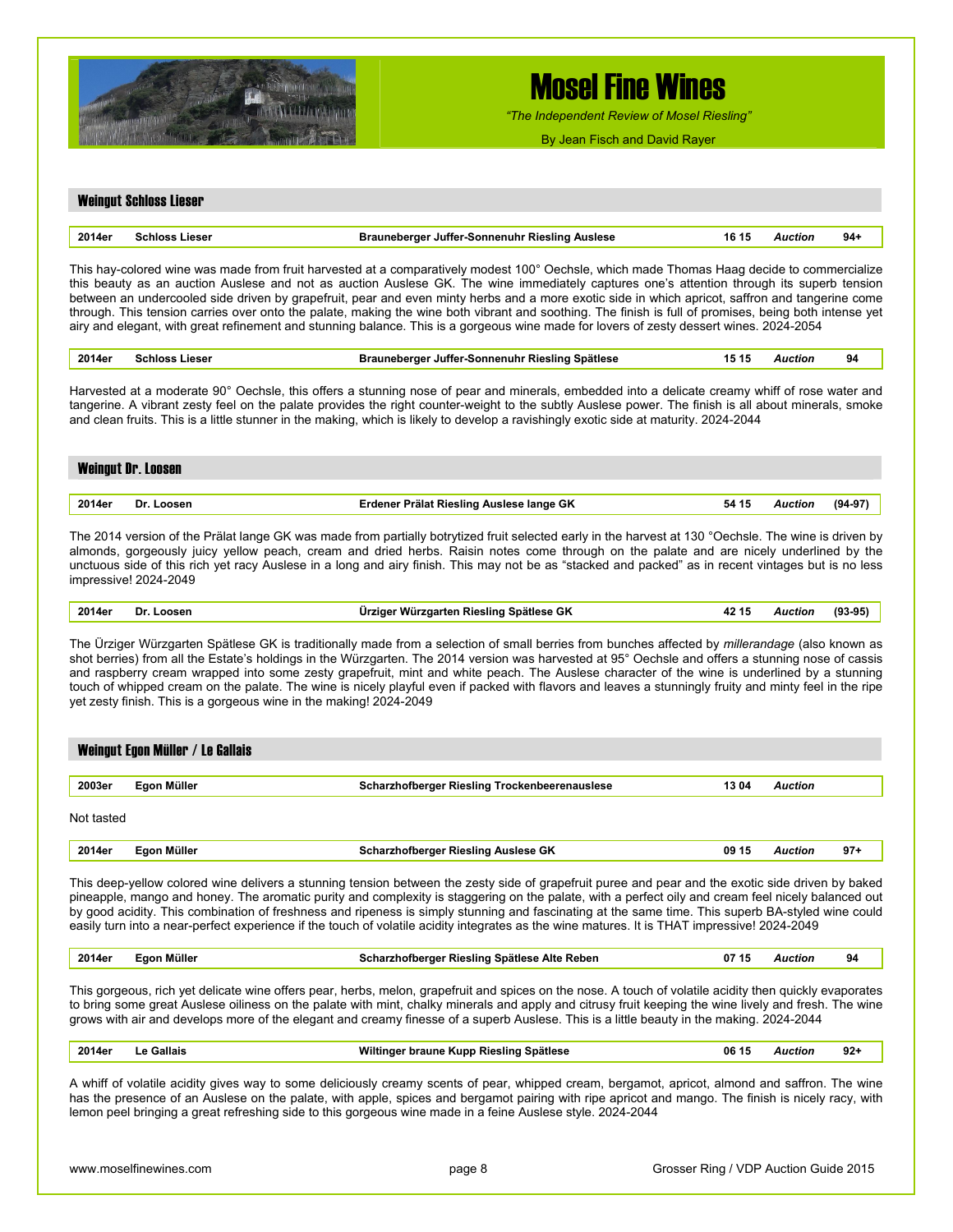## Weingut Schloss Lieser

| 2014er | Schloss Lieser | Brauneberger Juffer-Sonnenuhr Riesling Auslese | 16 15 | Auction | 94+ |
|---|---|---|---|---|---|

This hay-colored wine was made from fruit harvested at a comparatively modest 100° Oechsle, which made Thomas Haag decide to commercialize this beauty as an auction Auslese and not as auction Auslese GK. The wine immediately captures one's attention through its superb tension between an undercooled side driven by grapefruit, pear and even minty herbs and a more exotic side in which apricot, saffron and tangerine come through. This tension carries over onto the palate, making the wine both vibrant and soothing. The finish is full of promises, being both intense yet airy and elegant, with great refinement and stunning balance. This is a gorgeous wine made for lovers of zesty dessert wines. 2024-2054

| 2014er | Schloss Lieser | Brauneberger Juffer-Sonnenuhr Riesling Spätlese | 15 15 | Auction | 94 |
|---|---|---|---|---|---|

Harvested at a moderate 90° Oechsle, this offers a stunning nose of pear and minerals, embedded into a delicate creamy whiff of rose water and tangerine. A vibrant zesty feel on the palate provides the right counter-weight to the subtly Auslese power. The finish is all about minerals, smoke and clean fruits. This is a little stunner in the making, which is likely to develop a ravishingly exotic side at maturity. 2024-2044

## Weingut Dr. Loosen

| 2014er | Dr. Loosen | Erdener Prälat Riesling Auslese lange GK | 54 15 | Auction | (94-97) |
|---|---|---|---|---|---|

The 2014 version of the Prälat lange GK was made from partially botrytized fruit selected early in the harvest at 130 °Oechsle. The wine is driven by almonds, gorgeously juicy yellow peach, cream and dried herbs. Raisin notes come through on the palate and are nicely underlined by the unctuous side of this rich yet racy Auslese in a long and airy finish. This may not be as "stacked and packed" as in recent vintages but is no less impressive! 2024-2049

| 2014er | Dr. Loosen | Ürziger Würzgarten Riesling Spätlese GK | 42 15 | Auction | (93-95) |
|---|---|---|---|---|---|

The Ürziger Würzgarten Spätlese GK is traditionally made from a selection of small berries from bunches affected by *millerandage* (also known as shot berries) from all the Estate's holdings in the Würzgarten. The 2014 version was harvested at 95° Oechsle and offers a stunning nose of cassis and raspberry cream wrapped into some zesty grapefruit, mint and white peach. The Auslese character of the wine is underlined by a stunning touch of whipped cream on the palate. The wine is nicely playful even if packed with flavors and leaves a stunningly fruity and minty feel in the ripe yet zesty finish. This is a gorgeous wine in the making! 2024-2049

## Weingut Egon Müller / Le Gallais

| 2003er | Egon Müller | Scharzhofberger Riesling Trockenbeerenauslese | 13 04 | Auction | |
|---|---|---|---|---|---|

Not tasted

| 2014er | Egon Müller | Scharzhofberger Riesling Auslese GK | 09 15 | Auction | 97+ |
|---|---|---|---|---|---|

This deep-yellow colored wine delivers a stunning tension between the zesty side of grapefruit puree and pear and the exotic side driven by baked pineapple, mango and honey. The aromatic purity and complexity is staggering on the palate, with a perfect oily and cream feel nicely balanced out by good acidity. This combination of freshness and ripeness is simply stunning and fascinating at the same time. This superb BA-styled wine could easily turn into a near-perfect experience if the touch of volatile acidity integrates as the wine matures. It is THAT impressive! 2024-2049

| 2014er | Egon Müller | Scharzhofberger Riesling Spätlese Alte Reben | 07 15 | Auction | 94 |
|---|---|---|---|---|---|

This gorgeous, rich yet delicate wine offers pear, herbs, melon, grapefruit and spices on the nose. A touch of volatile acidity then quickly evaporates to bring some great Auslese oiliness on the palate with mint, chalky minerals and apply and citrusy fruit keeping the wine lively and fresh. The wine grows with air and develops more of the elegant and creamy finesse of a superb Auslese. This is a little beauty in the making. 2024-2044

| 2014er | Le Gallais | Wiltinger braune Kupp Riesling Spätlese | 06 15 | Auction | 92+ |
|---|---|---|---|---|---|

A whiff of volatile acidity gives way to some deliciously creamy scents of pear, whipped cream, bergamot, apricot, almond and saffron. The wine has the presence of an Auslese on the palate, with apple, spices and bergamot pairing with ripe apricot and mango. The finish is nicely racy, with lemon peel bringing a great refreshing side to this gorgeous wine made in a feine Auslese style. 2024-2044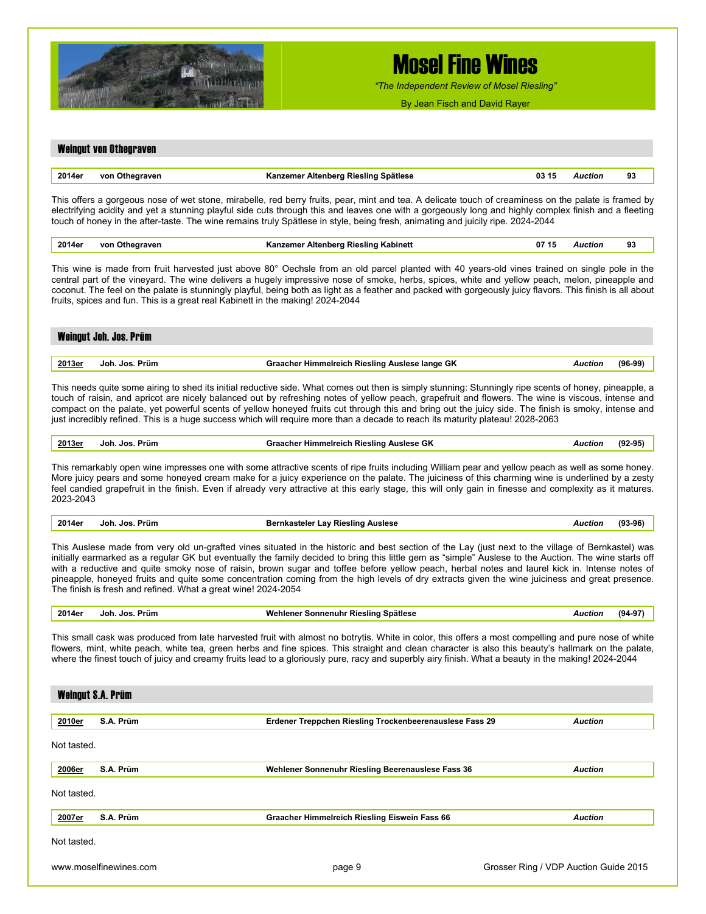# Mosel Fine Wines

*"The Independent Review of Mosel Riesling"*

By Jean Fisch and David Rayer

## Weingut von Othegraven

| 2014er | von Othegraven | Kanzemer Altenberg Riesling Spätlese | 03 15 | *Auction* | 93 |
|---|---|---|---|---|---|

This offers a gorgeous nose of wet stone, mirabelle, red berry fruits, pear, mint and tea. A delicate touch of creaminess on the palate is framed by electrifying acidity and yet a stunning playful side cuts through this and leaves one with a gorgeously long and highly complex finish and a fleeting touch of honey in the after-taste. The wine remains truly Spätlese in style, being fresh, animating and juicily ripe. 2024-2044

| 2014er | von Othegraven | Kanzemer Altenberg Riesling Kabinett | 07 15 | *Auction* | 93 |
|---|---|---|---|---|---|

This wine is made from fruit harvested just above 80° Oechsle from an old parcel planted with 40 years-old vines trained on single pole in the central part of the vineyard. The wine delivers a hugely impressive nose of smoke, herbs, spices, white and yellow peach, melon, pineapple and coconut. The feel on the palate is stunningly playful, being both as light as a feather and packed with gorgeously juicy flavors. This finish is all about fruits, spices and fun. This is a great real Kabinett in the making! 2024-2044

## Weingut Joh. Jos. Prüm

| 2013er | Joh. Jos. Prüm | Graacher Himmelreich Riesling Auslese lange GK | *Auction* | (96-99) |
|---|---|---|---|---|

This needs quite some airing to shed its initial reductive side. What comes out then is simply stunning: Stunningly ripe scents of honey, pineapple, a touch of raisin, and apricot are nicely balanced out by refreshing notes of yellow peach, grapefruit and flowers. The wine is viscous, intense and compact on the palate, yet powerful scents of yellow honeyed fruits cut through this and bring out the juicy side. The finish is smoky, intense and just incredibly refined. This is a huge success which will require more than a decade to reach its maturity plateau! 2028-2063

| 2013er | Joh. Jos. Prüm | Graacher Himmelreich Riesling Auslese GK | *Auction* | (92-95) |
|---|---|---|---|---|

This remarkably open wine impresses one with some attractive scents of ripe fruits including William pear and yellow peach as well as some honey. More juicy pears and some honeyed cream make for a juicy experience on the palate. The juiciness of this charming wine is underlined by a zesty feel candied grapefruit in the finish. Even if already very attractive at this early stage, this will only gain in finesse and complexity as it matures. 2023-2043

| 2014er | Joh. Jos. Prüm | Bernkasteler Lay Riesling Auslese | *Auction* | (93-96) |
|---|---|---|---|---|

This Auslese made from very old un-grafted vines situated in the historic and best section of the Lay (just next to the village of Bernkastel) was initially earmarked as a regular GK but eventually the family decided to bring this little gem as "simple" Auslese to the Auction. The wine starts off with a reductive and quite smoky nose of raisin, brown sugar and toffee before yellow peach, herbal notes and laurel kick in. Intense notes of pineapple, honeyed fruits and quite some concentration coming from the high levels of dry extracts given the wine juiciness and great presence. The finish is fresh and refined. What a great wine! 2024-2054

| 2014er | Joh. Jos. Prüm | Wehlener Sonnenuhr Riesling Spätlese | *Auction* | (94-97) |
|---|---|---|---|---|

This small cask was produced from late harvested fruit with almost no botrytis. White in color, this offers a most compelling and pure nose of white flowers, mint, white peach, white tea, green herbs and fine spices. This straight and clean character is also this beauty's hallmark on the palate, where the finest touch of juicy and creamy fruits lead to a gloriously pure, racy and superbly airy finish. What a beauty in the making! 2024-2044

## Weingut S.A. Prüm

| 2010er | S.A. Prüm | Erdener Treppchen Riesling Trockenbeerenauslese Fass 29 | *Auction* |
|---|---|---|---|

Not tasted.

| 2006er | S.A. Prüm | Wehlener Sonnenuhr Riesling Beerenauslese Fass 36 | *Auction* |
|---|---|---|---|

Not tasted.

| 2007er | S.A. Prüm | Graacher Himmelreich Riesling Eiswein Fass 66 | *Auction* |
|---|---|---|---|

Not tasted.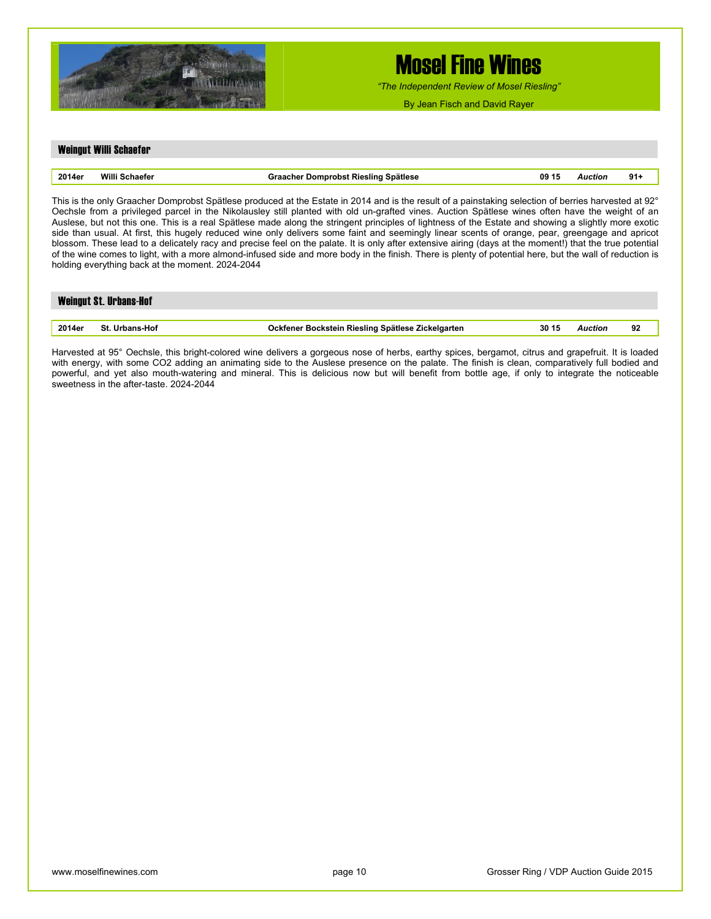## Weingut Willi Schaefer

| 2014er | Willi Schaefer | Graacher Domprobst Riesling Spätlese | 09 15 | *Auction* | 91+ |
|---|---|---|---|---|---|

This is the only Graacher Domprobst Spätlese produced at the Estate in 2014 and is the result of a painstaking selection of berries harvested at 92° Oechsle from a privileged parcel in the Nikolausley still planted with old un-grafted vines. Auction Spätlese wines often have the weight of an Auslese, but not this one. This is a real Spätlese made along the stringent principles of lightness of the Estate and showing a slightly more exotic side than usual. At first, this hugely reduced wine only delivers some faint and seemingly linear scents of orange, pear, greengage and apricot blossom. These lead to a delicately racy and precise feel on the palate. It is only after extensive airing (days at the moment!) that the true potential of the wine comes to light, with a more almond-infused side and more body in the finish. There is plenty of potential here, but the wall of reduction is holding everything back at the moment. 2024-2044

## Weingut St. Urbans-Hof

| 2014er | St. Urbans-Hof | Ockfener Bockstein Riesling Spätlese Zickelgarten | 30 15 | *Auction* | 92 |
|---|---|---|---|---|---|

Harvested at 95° Oechsle, this bright-colored wine delivers a gorgeous nose of herbs, earthy spices, bergamot, citrus and grapefruit. It is loaded with energy, with some $CO_2$ adding an animating side to the Auslese presence on the palate. The finish is clean, comparatively full bodied and powerful, and yet also mouth-watering and mineral. This is delicious now but will benefit from bottle age, if only to integrate the noticeable sweetness in the after-taste. 2024-2044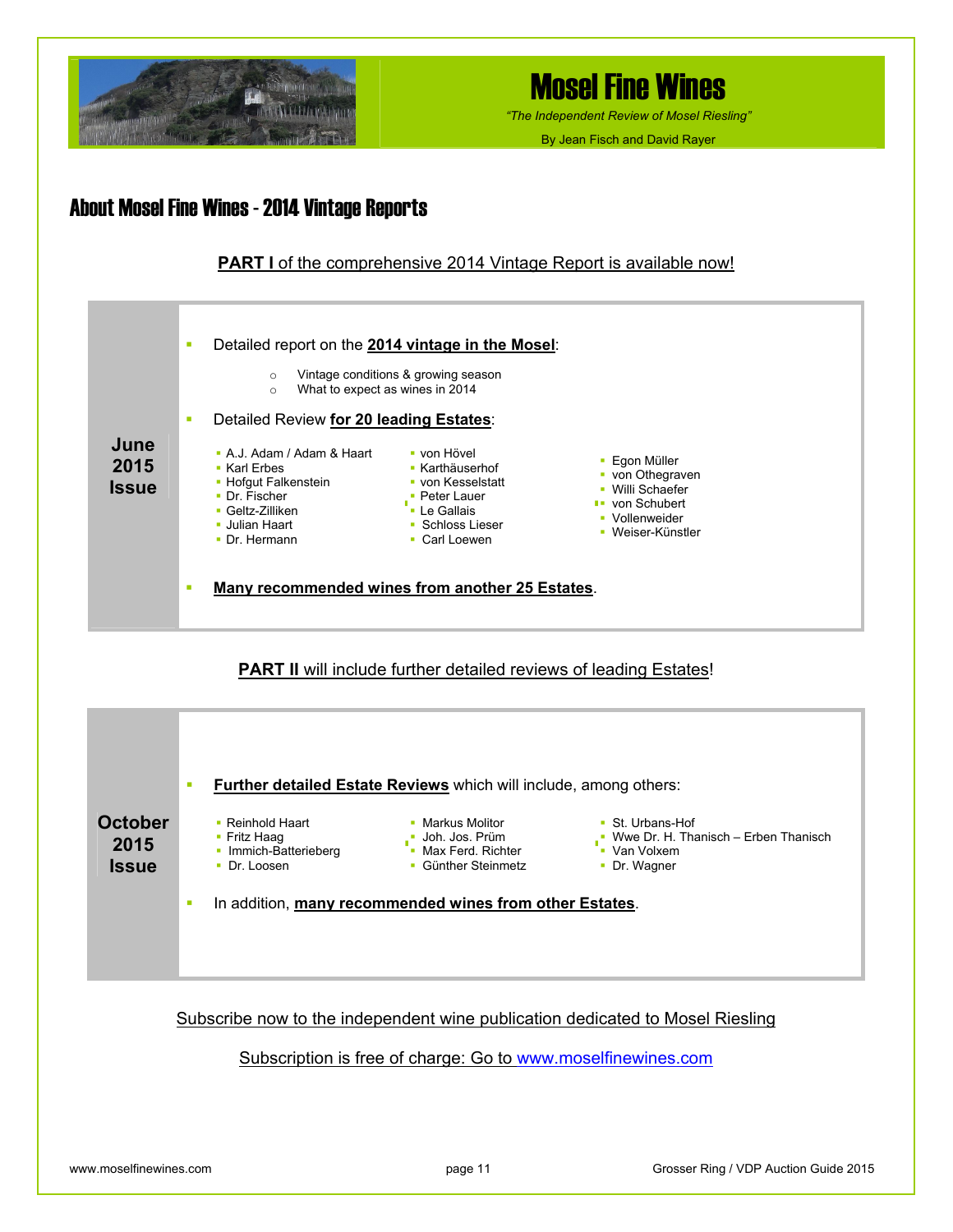# Mosel Fine Wines

*"The Independent Review of Mosel Riesling"*

By Jean Fisch and David Rayer

## About Mosel Fine Wines - 2014 Vintage Reports

**PART I** of the comprehensive 2014 Vintage Report is available now!

### June 2015 Issue

- Detailed report on the **2014 vintage in the Mosel**:
  - Vintage conditions & growing season
  - What to expect as wines in 2014
- Detailed Review **for 20 leading Estates**:
  - A.J. Adam / Adam & Haart
  - Karl Erbes
  - Hofgut Falkenstein
  - Dr. Fischer
  - Geltz-Zilliken
  - Julian Haart
  - Dr. Hermann
  - von Hövel
  - Karthäuserhof
  - von Kesselstatt
  - Peter Lauer
  - Le Gallais
  - Schloss Lieser
  - Carl Loewen
  - Egon Müller
  - von Othegraven
  - Willi Schaefer
  - von Schubert
  - Vollenweider
  - Weiser-Künstler
- **Many recommended wines from another 25 Estates**.

**PART II** will include further detailed reviews of leading Estates!

### October 2015 Issue

- **Further detailed Estate Reviews** which will include, among others:
  - Reinhold Haart
  - Fritz Haag
  - Immich-Batterieberg
  - Dr. Loosen
  - Markus Molitor
  - Joh. Jos. Prüm
  - Max Ferd. Richter
  - Günther Steinmetz
  - St. Urbans-Hof
  - Wwe Dr. H. Thanisch – Erben Thanisch
  - Van Volxem
  - Dr. Wagner
- In addition, **many recommended wines from other Estates**.

Subscribe now to the independent wine publication dedicated to Mosel Riesling

Subscription is free of charge: Go to www.moselfinewines.com